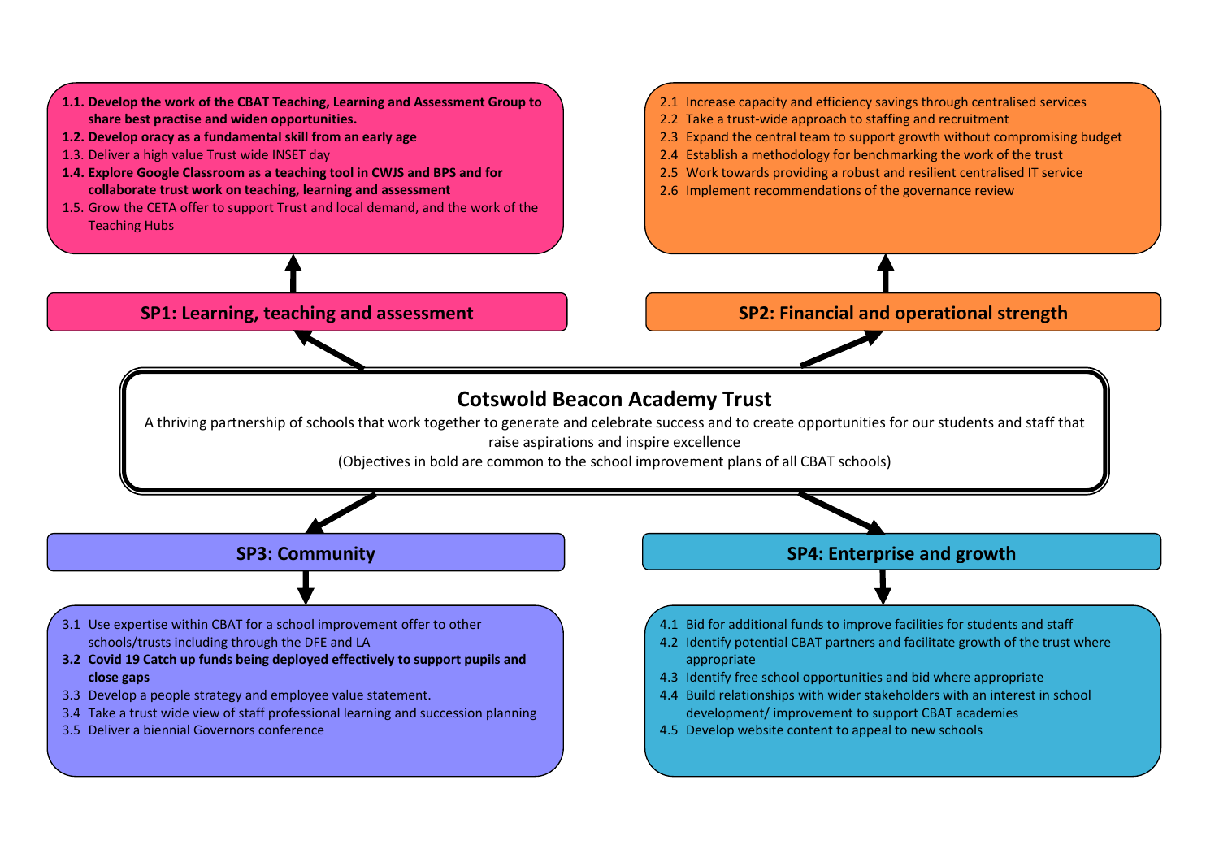# Cotswold Beacon Academy Trust

A thriving partnership of schools that work together to generate and celebrate success and to create opportunities for our students and staff that raise aspirations and inspire excellence

(Objectives in bold are common to the school improvement plans of all CBAT schools)

## SP1: Learning, teaching and assessment

- **1.1. Develop the work of the CBAT Teaching, Learning and Assessment Group to share best practise and widen opportunities.**
- **1.2. Develop oracy as a fundamental skill from an early age**
- 1.3. Deliver a high value Trust wide INSET day
- **1.4. Explore Google Classroom as a teaching tool in CWJS and BPS and for collaborate trust work on teaching, learning and assessment**
- 1.5. Grow the CETA offer to support Trust and local demand, and the work of the Teaching Hubs

## SP2: Financial and operational strength

- 2.1 Increase capacity and efficiency savings through centralised services
- 2.2 Take a trust-wide approach to staffing and recruitment
- 2.3 Expand the central team to support growth without compromising budget
- 2.4 Establish a methodology for benchmarking the work of the trust
- 2.5 Work towards providing a robust and resilient centralised IT service
- 2.6 Implement recommendations of the governance review

## SP3: Community

- 3.1 Use expertise within CBAT for a school improvement offer to other schools/trusts including through the DFE and LA
- **3.2 Covid 19 Catch up funds being deployed effectively to support pupils and close gaps**
- 3.3 Develop a people strategy and employee value statement.
- 3.4 Take a trust wide view of staff professional learning and succession planning
- 3.5 Deliver a biennial Governors conference

## SP4: Enterprise and growth

- 4.1 Bid for additional funds to improve facilities for students and staff
- 4.2 Identify potential CBAT partners and facilitate growth of the trust where appropriate
- 4.3 Identify free school opportunities and bid where appropriate
- 4.4 Build relationships with wider stakeholders with an interest in school development/ improvement to support CBAT academies
- 4.5 Develop website content to appeal to new schools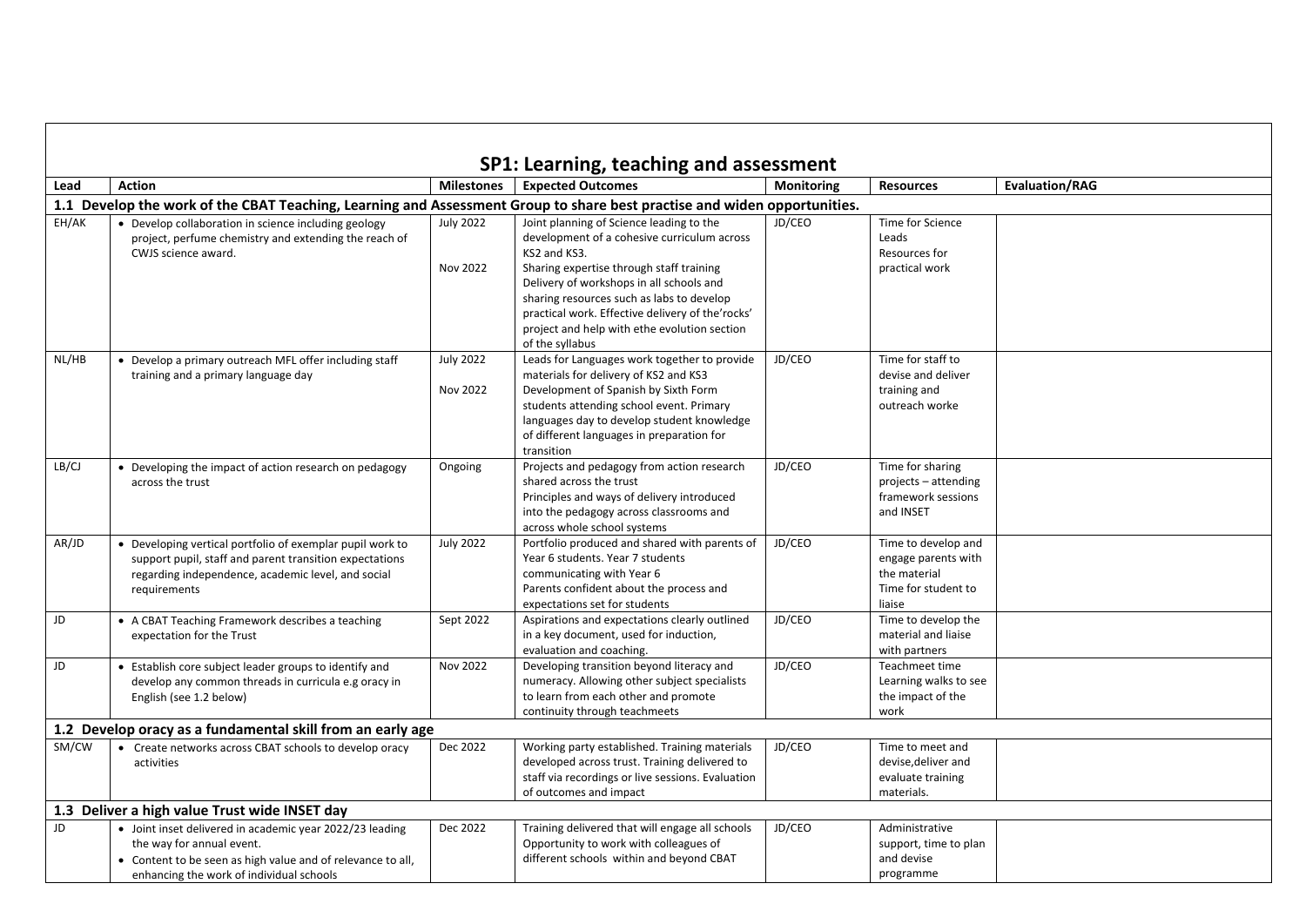# SP1: Learning, teaching and assessment

| Lead | Action | Milestones | Expected Outcomes | Monitoring | Resources | Evaluation/RAG |
|---|---|---|---|---|---|---|
| **1.1 Develop the work of the CBAT Teaching, Learning and Assessment Group to share best practise and widen opportunities.** | | | | | | |
| EH/AK | • Develop collaboration in science including geology project, perfume chemistry and extending the reach of CWJS science award. | July 2022<br><br>Nov 2022 | Joint planning of Science leading to the development of a cohesive curriculum across KS2 and KS3.<br>Sharing expertise through staff training Delivery of workshops in all schools and sharing resources such as labs to develop practical work. Effective delivery of the'rocks' project and help with ethe evolution section of the syllabus | JD/CEO | Time for Science Leads<br>Resources for practical work | |
| NL/HB | • Develop a primary outreach MFL offer including staff training and a primary language day | July 2022<br><br>Nov 2022 | Leads for Languages work together to provide materials for delivery of KS2 and KS3<br>Development of Spanish by Sixth Form students attending school event. Primary languages day to develop student knowledge of different languages in preparation for transition | JD/CEO | Time for staff to devise and deliver training and outreach worke | |
| LB/CJ | • Developing the impact of action research on pedagogy across the trust | Ongoing | Projects and pedagogy from action research shared across the trust<br>Principles and ways of delivery introduced into the pedagogy across classrooms and across whole school systems | JD/CEO | Time for sharing projects – attending framework sessions and INSET | |
| AR/JD | • Developing vertical portfolio of exemplar pupil work to support pupil, staff and parent transition expectations regarding independence, academic level, and social requirements | July 2022 | Portfolio produced and shared with parents of Year 6 students. Year 7 students communicating with Year 6<br>Parents confident about the process and expectations set for students | JD/CEO | Time to develop and engage parents with the material<br>Time for student to liaise | |
| JD | • A CBAT Teaching Framework describes a teaching expectation for the Trust | Sept 2022 | Aspirations and expectations clearly outlined in a key document, used for induction, evaluation and coaching. | JD/CEO | Time to develop the material and liaise with partners | |
| JD | • Establish core subject leader groups to identify and develop any common threads in curricula e.g oracy in English (see 1.2 below) | Nov 2022 | Developing transition beyond literacy and numeracy. Allowing other subject specialists to learn from each other and promote continuity through teachmeets | JD/CEO | Teachmeet time<br>Learning walks to see the impact of the work | |
| **1.2 Develop oracy as a fundamental skill from an early age** | | | | | | |
| SM/CW | • Create networks across CBAT schools to develop oracy activities | Dec 2022 | Working party established. Training materials developed across trust. Training delivered to staff via recordings or live sessions. Evaluation of outcomes and impact | JD/CEO | Time to meet and devise,deliver and evaluate training materials. | |
| **1.3 Deliver a high value Trust wide INSET day** | | | | | | |
| JD | • Joint inset delivered in academic year 2022/23 leading the way for annual event.<br>• Content to be seen as high value and of relevance to all, enhancing the work of individual schools | Dec 2022 | Training delivered that will engage all schools<br>Opportunity to work with colleagues of different schools within and beyond CBAT | JD/CEO | Administrative support, time to plan and devise programme | |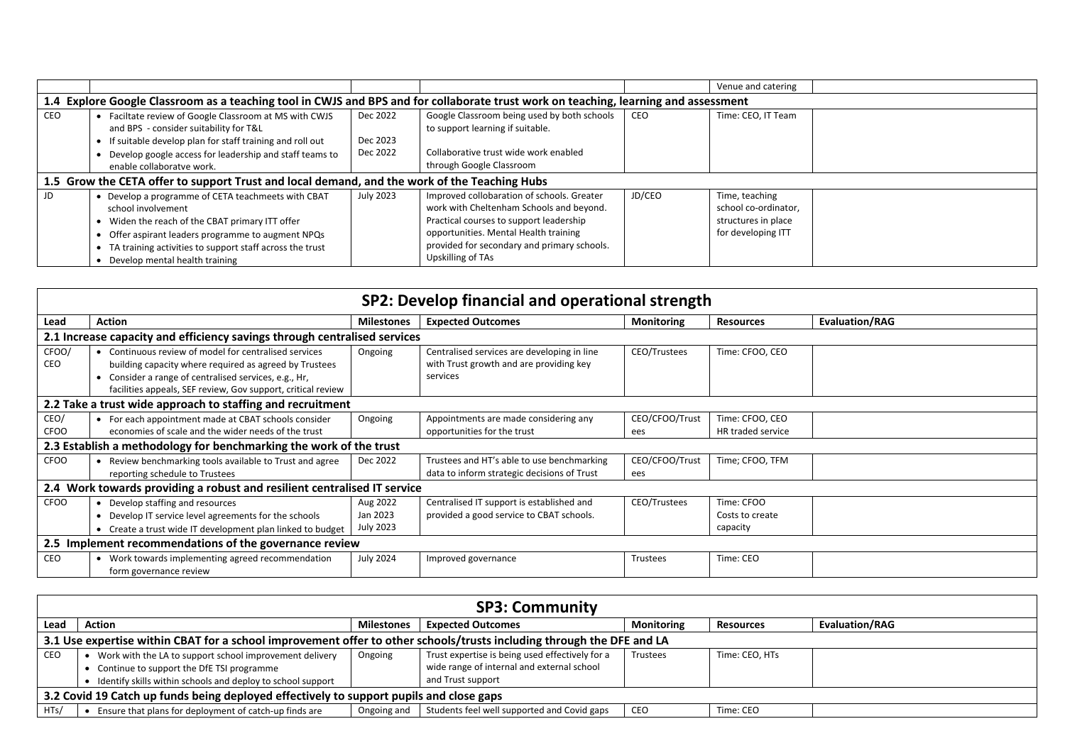| | | | | | | |
|---|---|---|---|---|---|---|
| | | | | | Venue and catering | |
| **1.4 Explore Google Classroom as a teaching tool in CWJS and BPS and for collaborate trust work on teaching, learning and assessment** | | | | | | |
| CEO | • Faciltate review of Google Classroom at MS with CWJS and BPS - consider suitability for T&L<br>• If suitable develop plan for staff training and roll out<br>• Develop google access for leadership and staff teams to enable collaboratve work. | Dec 2022<br><br>Dec 2023<br>Dec 2022 | Google Classroom being used by both schools to support learning if suitable.<br><br>Collaborative trust wide work enabled through Google Classroom | CEO | Time: CEO, IT Team | |
| **1.5 Grow the CETA offer to support Trust and local demand, and the work of the Teaching Hubs** | | | | | | |
| JD | • Develop a programme of CETA teachmeets with CBAT school involvement<br>• Widen the reach of the CBAT primary ITT offer<br>• Offer aspirant leaders programme to augment NPQs<br>• TA training activities to support staff across the trust<br>• Develop mental health training | July 2023 | Improved collobaration of schools. Greater work with Cheltenham Schools and beyond. Practical courses to support leadership opportunities. Mental Health training provided for secondary and primary schools. Upskilling of TAs | JD/CEO | Time, teaching school co-ordinator, structures in place for developing ITT | |

## SP2: Develop financial and operational strength

| Lead | Action | Milestones | Expected Outcomes | Monitoring | Resources | Evaluation/RAG |
|---|---|---|---|---|---|---|
| **2.1 Increase capacity and efficiency savings through centralised services** | | | | | | |
| CFOO/ CEO | • Continuous review of model for centralised services building capacity where required as agreed by Trustees<br>• Consider a range of centralised services, e.g., Hr, facilities appeals, SEF review, Gov support, critical review | Ongoing | Centralised services are developing in line with Trust growth and are providing key services | CEO/Trustees | Time: CFOO, CEO | |
| **2.2 Take a trust wide approach to staffing and recruitment** | | | | | | |
| CEO/ CFOO | • For each appointment made at CBAT schools consider economies of scale and the wider needs of the trust | Ongoing | Appointments are made considering any opportunities for the trust | CEO/CFOO/Trustees | Time: CFOO, CEO<br>HR traded service | |
| **2.3 Establish a methodology for benchmarking the work of the trust** | | | | | | |
| CFOO | • Review benchmarking tools available to Trust and agree reporting schedule to Trustees | Dec 2022 | Trustees and HT's able to use benchmarking data to inform strategic decisions of Trust | CEO/CFOO/Trustees | Time; CFOO, TFM | |
| **2.4 Work towards providing a robust and resilient centralised IT service** | | | | | | |
| CFOO | • Develop staffing and resources<br>• Develop IT service level agreements for the schools<br>• Create a trust wide IT development plan linked to budget | Aug 2022<br>Jan 2023<br>July 2023 | Centralised IT support is established and provided a good service to CBAT schools. | CEO/Trustees | Time: CFOO<br>Costs to create capacity | |
| **2.5 Implement recommendations of the governance review** | | | | | | |
| CEO | • Work towards implementing agreed recommendation form governance review | July 2024 | Improved governance | Trustees | Time: CEO | |

## SP3: Community

| Lead | Action | Milestones | Expected Outcomes | Monitoring | Resources | Evaluation/RAG |
|---|---|---|---|---|---|---|
| **3.1 Use expertise within CBAT for a school improvement offer to other schools/trusts including through the DFE and LA** | | | | | | |
| CEO | • Work with the LA to support school improvement delivery<br>• Continue to support the DfE TSI programme<br>• Identify skills within schools and deploy to school support | Ongoing | Trust expertise is being used effectively for a wide range of internal and external school and Trust support | Trustees | Time: CEO, HTs | |
| **3.2 Covid 19 Catch up funds being deployed effectively to support pupils and close gaps** | | | | | | |
| HTs/ | • Ensure that plans for deployment of catch-up finds are | Ongoing and | Students feel well supported and Covid gaps | CEO | Time: CEO | |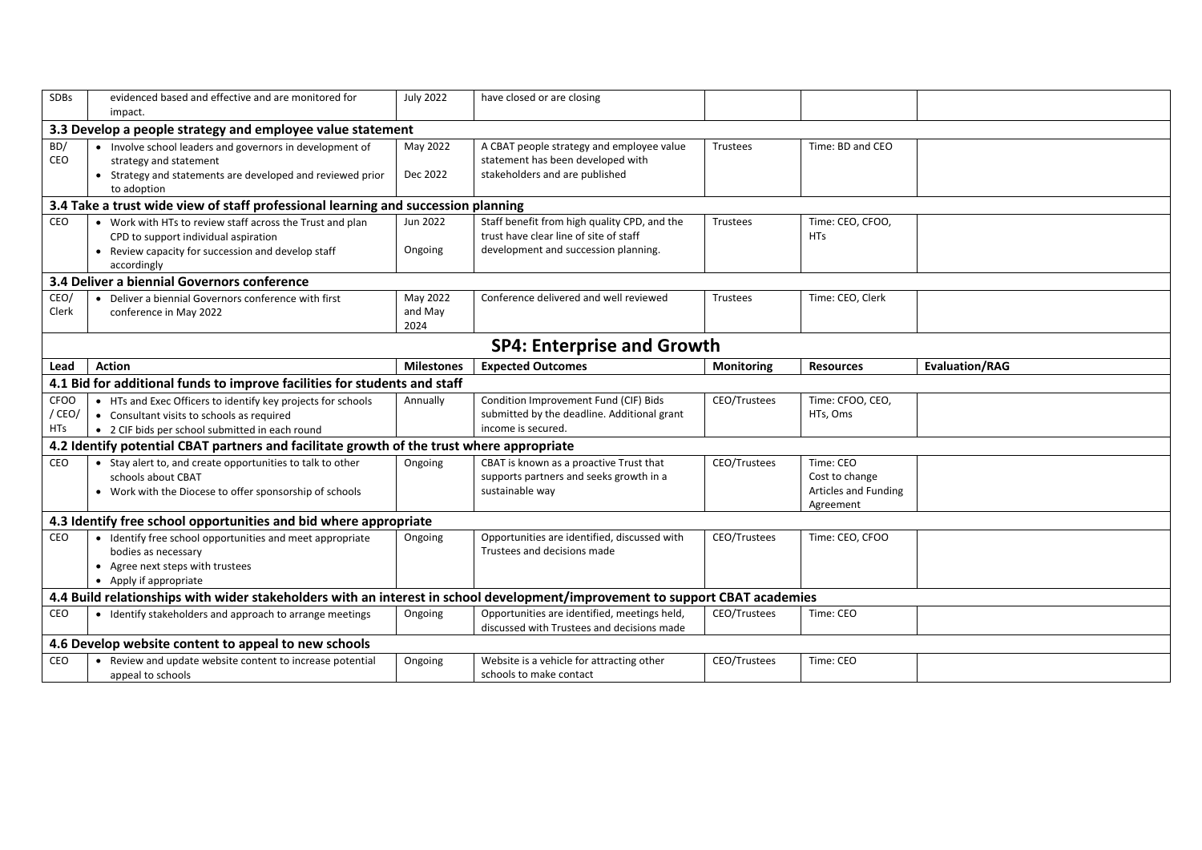| | | | | | | |
|---|---|---|---|---|---|---|
| SDBs | evidenced based and effective and are monitored for impact. | July 2022 | have closed or are closing | | | |
| **3.3 Develop a people strategy and employee value statement** | | | | | | |
| BD/ CEO | • Involve school leaders and governors in development of strategy and statement<br>• Strategy and statements are developed and reviewed prior to adoption | May 2022<br><br>Dec 2022 | A CBAT people strategy and employee value statement has been developed with stakeholders and are published | Trustees | Time: BD and CEO | |
| **3.4 Take a trust wide view of staff professional learning and succession planning** | | | | | | |
| CEO | • Work with HTs to review staff across the Trust and plan CPD to support individual aspiration<br>• Review capacity for succession and develop staff accordingly | Jun 2022<br><br>Ongoing | Staff benefit from high quality CPD, and the trust have clear line of site of staff development and succession planning. | Trustees | Time: CEO, CFOO, HTs | |
| **3.4 Deliver a biennial Governors conference** | | | | | | |
| CEO/ Clerk | • Deliver a biennial Governors conference with first conference in May 2022 | May 2022 and May 2024 | Conference delivered and well reviewed | Trustees | Time: CEO, Clerk | |

## SP4: Enterprise and Growth

| Lead | Action | Milestones | Expected Outcomes | Monitoring | Resources | Evaluation/RAG |
|---|---|---|---|---|---|---|
| **4.1 Bid for additional funds to improve facilities for students and staff** | | | | | | |
| CFOO / CEO/ HTs | • HTs and Exec Officers to identify key projects for schools<br>• Consultant visits to schools as required<br>• 2 CIF bids per school submitted in each round | Annually | Condition Improvement Fund (CIF) Bids submitted by the deadline. Additional grant income is secured. | CEO/Trustees | Time: CFOO, CEO, HTs, Oms | |
| **4.2 Identify potential CBAT partners and facilitate growth of the trust where appropriate** | | | | | | |
| CEO | • Stay alert to, and create opportunities to talk to other schools about CBAT<br>• Work with the Diocese to offer sponsorship of schools | Ongoing | CBAT is known as a proactive Trust that supports partners and seeks growth in a sustainable way | CEO/Trustees | Time: CEO<br>Cost to change Articles and Funding Agreement | |
| **4.3 Identify free school opportunities and bid where appropriate** | | | | | | |
| CEO | • Identify free school opportunities and meet appropriate bodies as necessary<br>• Agree next steps with trustees<br>• Apply if appropriate | Ongoing | Opportunities are identified, discussed with Trustees and decisions made | CEO/Trustees | Time: CEO, CFOO | |
| **4.4 Build relationships with wider stakeholders with an interest in school development/improvement to support CBAT academies** | | | | | | |
| CEO | • Identify stakeholders and approach to arrange meetings | Ongoing | Opportunities are identified, meetings held, discussed with Trustees and decisions made | CEO/Trustees | Time: CEO | |
| **4.6 Develop website content to appeal to new schools** | | | | | | |
| CEO | • Review and update website content to increase potential appeal to schools | Ongoing | Website is a vehicle for attracting other schools to make contact | CEO/Trustees | Time: CEO | |